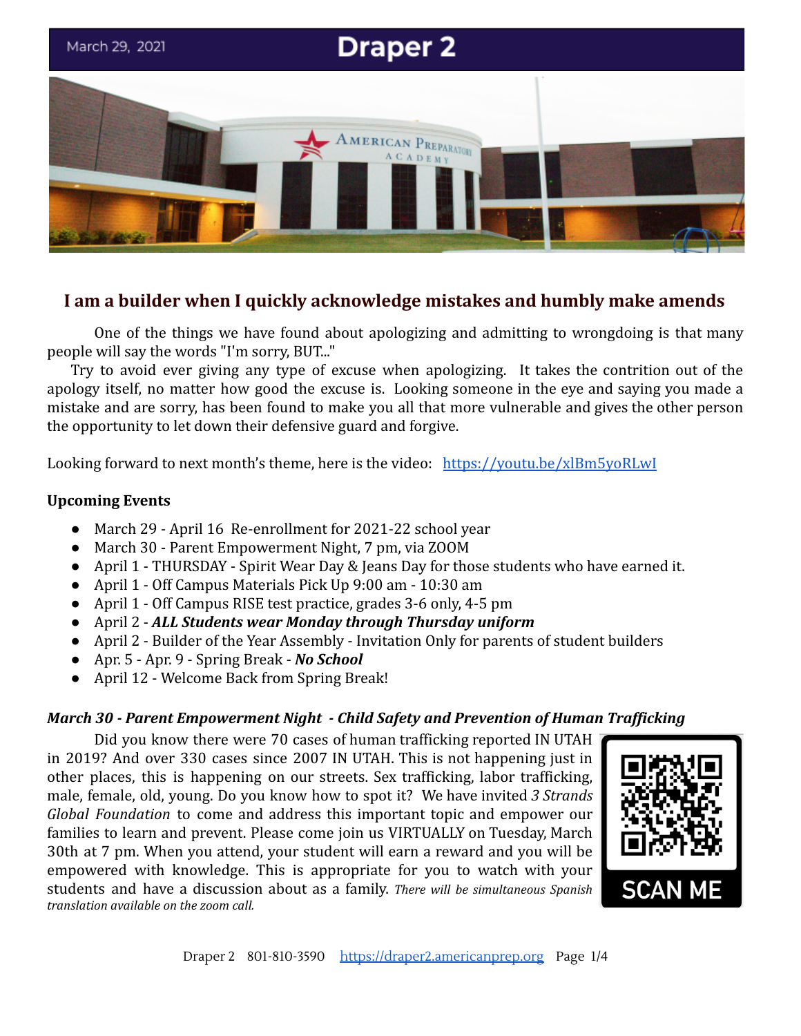March 29, 2021

# Draper 2

## I am a builder when I quickly acknowledge mistakes and humbly make amends

One of the things we have found about apologizing and admitting to wrongdoing is that many people will say the words "I'm sorry, BUT..."

Try to avoid ever giving any type of excuse when apologizing. It takes the contrition out of the apology itself, no matter how good the excuse is. Looking someone in the eye and saying you made a mistake and are sorry, has been found to make you all that more vulnerable and gives the other person the opportunity to let down their defensive guard and forgive.

Looking forward to next month's theme, here is the video: https://youtu.be/xlBm5yoRLwI

**Upcoming Events**

- March 29 - April 16 Re-enrollment for 2021-22 school year
- March 30 - Parent Empowerment Night, 7 pm, via ZOOM
- April 1 - THURSDAY - Spirit Wear Day & Jeans Day for those students who have earned it.
- April 1 - Off Campus Materials Pick Up 9:00 am - 10:30 am
- April 1 - Off Campus RISE test practice, grades 3-6 only, 4-5 pm
- April 2 - ***ALL Students wear Monday through Thursday uniform***
- April 2 - Builder of the Year Assembly - Invitation Only for parents of student builders
- Apr. 5 - Apr. 9 - Spring Break - ***No School***
- April 12 - Welcome Back from Spring Break!

***March 30 - Parent Empowerment Night - Child Safety and Prevention of Human Trafficking***

Did you know there were 70 cases of human trafficking reported IN UTAH in 2019? And over 330 cases since 2007 IN UTAH. This is not happening just in other places, this is happening on our streets. Sex trafficking, labor trafficking, male, female, old, young. Do you know how to spot it? We have invited *3 Strands Global Foundation* to come and address this important topic and empower our families to learn and prevent. Please come join us VIRTUALLY on Tuesday, March 30th at 7 pm. When you attend, your student will earn a reward and you will be empowered with knowledge. This is appropriate for you to watch with your students and have a discussion about as a family. *There will be simultaneous Spanish translation available on the zoom call.*

SCAN ME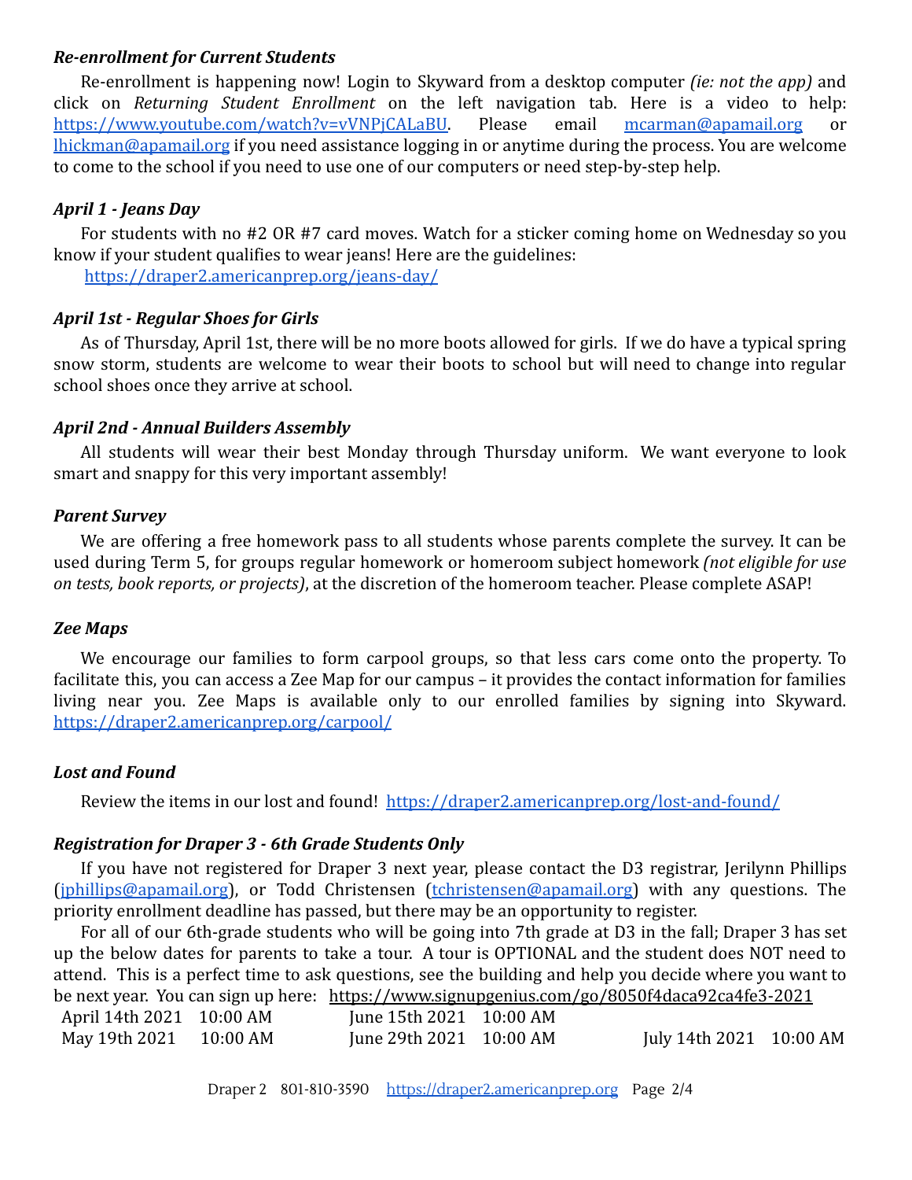### *Re-enrollment for Current Students*

Re-enrollment is happening now! Login to Skyward from a desktop computer *(ie: not the app)* and click on *Returning Student Enrollment* on the left navigation tab. Here is a video to help: https://www.youtube.com/watch?v=vVNPjCALaBU. Please email mcarman@apamail.org or lhickman@apamail.org if you need assistance logging in or anytime during the process. You are welcome to come to the school if you need to use one of our computers or need step-by-step help.

### *April 1 - Jeans Day*

For students with no #2 OR #7 card moves. Watch for a sticker coming home on Wednesday so you know if your student qualifies to wear jeans! Here are the guidelines:
https://draper2.americanprep.org/jeans-day/

### *April 1st - Regular Shoes for Girls*

As of Thursday, April 1st, there will be no more boots allowed for girls. If we do have a typical spring snow storm, students are welcome to wear their boots to school but will need to change into regular school shoes once they arrive at school.

### *April 2nd - Annual Builders Assembly*

All students will wear their best Monday through Thursday uniform. We want everyone to look smart and snappy for this very important assembly!

### *Parent Survey*

We are offering a free homework pass to all students whose parents complete the survey. It can be used during Term 5, for groups regular homework or homeroom subject homework *(not eligible for use on tests, book reports, or projects)*, at the discretion of the homeroom teacher. Please complete ASAP!

### *Zee Maps*

We encourage our families to form carpool groups, so that less cars come onto the property. To facilitate this, you can access a Zee Map for our campus – it provides the contact information for families living near you. Zee Maps is available only to our enrolled families by signing into Skyward. https://draper2.americanprep.org/carpool/

### *Lost and Found*

Review the items in our lost and found! https://draper2.americanprep.org/lost-and-found/

### *Registration for Draper 3 - 6th Grade Students Only*

If you have not registered for Draper 3 next year, please contact the D3 registrar, Jerilynn Phillips (jphillips@apamail.org), or Todd Christensen (tchristensen@apamail.org) with any questions. The priority enrollment deadline has passed, but there may be an opportunity to register.

For all of our 6th-grade students who will be going into 7th grade at D3 in the fall; Draper 3 has set up the below dates for parents to take a tour. A tour is OPTIONAL and the student does NOT need to attend. This is a perfect time to ask questions, see the building and help you decide where you want to be next year. You can sign up here: https://www.signupgenius.com/go/8050f4daca92ca4fe3-2021

April 14th 2021 10:00 AM
May 19th 2021 10:00 AM
June 15th 2021 10:00 AM
June 29th 2021 10:00 AM
July 14th 2021 10:00 AM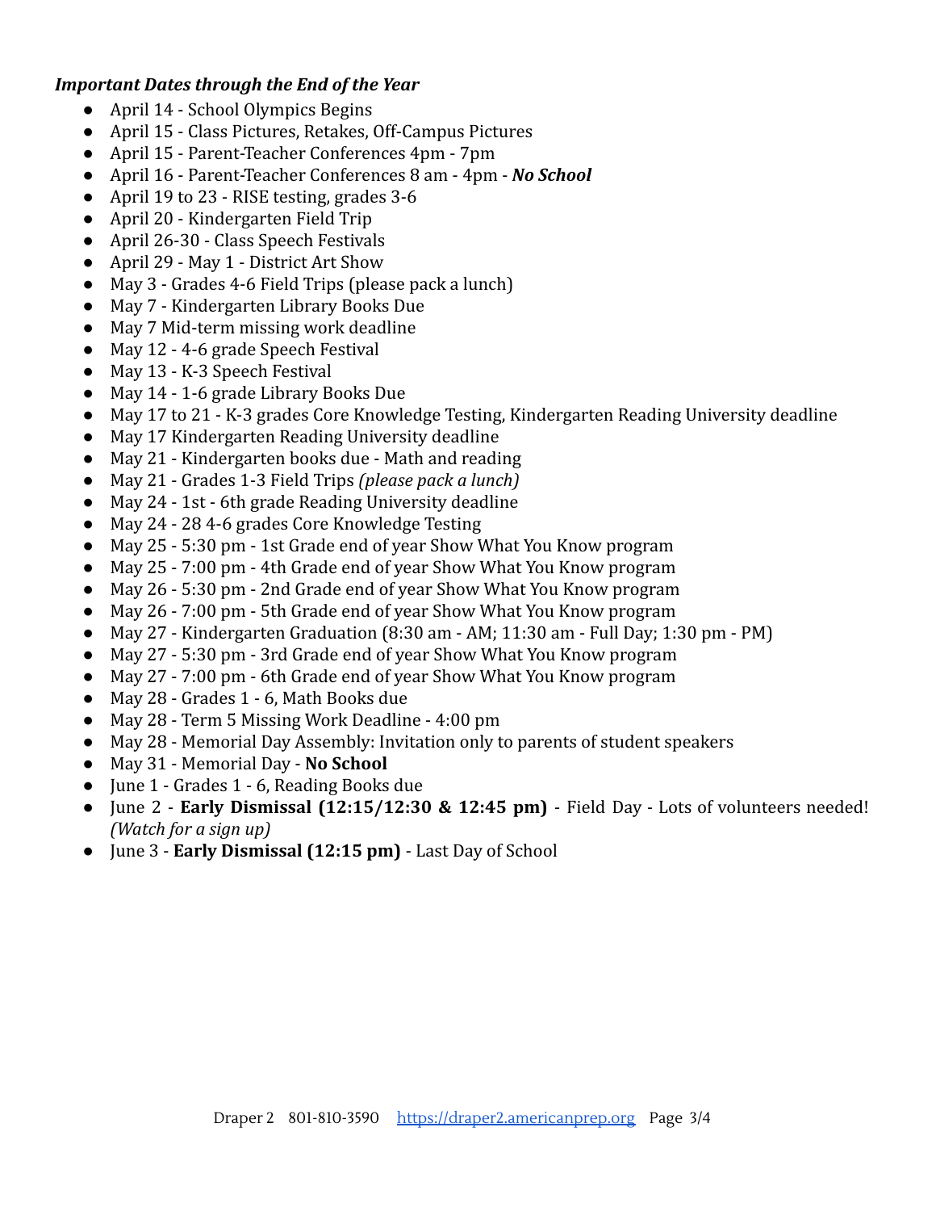***Important Dates through the End of the Year***

- April 14 - School Olympics Begins
- April 15 - Class Pictures, Retakes, Off-Campus Pictures
- April 15 - Parent-Teacher Conferences 4pm - 7pm
- April 16 - Parent-Teacher Conferences 8 am - 4pm - ***No School***
- April 19 to 23 - RISE testing, grades 3-6
- April 20 - Kindergarten Field Trip
- April 26-30 - Class Speech Festivals
- April 29 - May 1 - District Art Show
- May 3 - Grades 4-6 Field Trips (please pack a lunch)
- May 7 - Kindergarten Library Books Due
- May 7 Mid-term missing work deadline
- May 12 - 4-6 grade Speech Festival
- May 13 - K-3 Speech Festival
- May 14 - 1-6 grade Library Books Due
- May 17 to 21 - K-3 grades Core Knowledge Testing, Kindergarten Reading University deadline
- May 17 Kindergarten Reading University deadline
- May 21 - Kindergarten books due - Math and reading
- May 21 - Grades 1-3 Field Trips *(please pack a lunch)*
- May 24 - 1st - 6th grade Reading University deadline
- May 24 - 28 4-6 grades Core Knowledge Testing
- May 25 - 5:30 pm - 1st Grade end of year Show What You Know program
- May 25 - 7:00 pm - 4th Grade end of year Show What You Know program
- May 26 - 5:30 pm - 2nd Grade end of year Show What You Know program
- May 26 - 7:00 pm - 5th Grade end of year Show What You Know program
- May 27 - Kindergarten Graduation (8:30 am - AM; 11:30 am - Full Day; 1:30 pm - PM)
- May 27 - 5:30 pm - 3rd Grade end of year Show What You Know program
- May 27 - 7:00 pm - 6th Grade end of year Show What You Know program
- May 28 - Grades 1 - 6, Math Books due
- May 28 - Term 5 Missing Work Deadline - 4:00 pm
- May 28 - Memorial Day Assembly: Invitation only to parents of student speakers
- May 31 - Memorial Day - **No School**
- June 1 - Grades 1 - 6, Reading Books due
- June 2 - **Early Dismissal (12:15/12:30 & 12:45 pm)** - Field Day - Lots of volunteers needed! *(Watch for a sign up)*
- June 3 - **Early Dismissal (12:15 pm)** - Last Day of School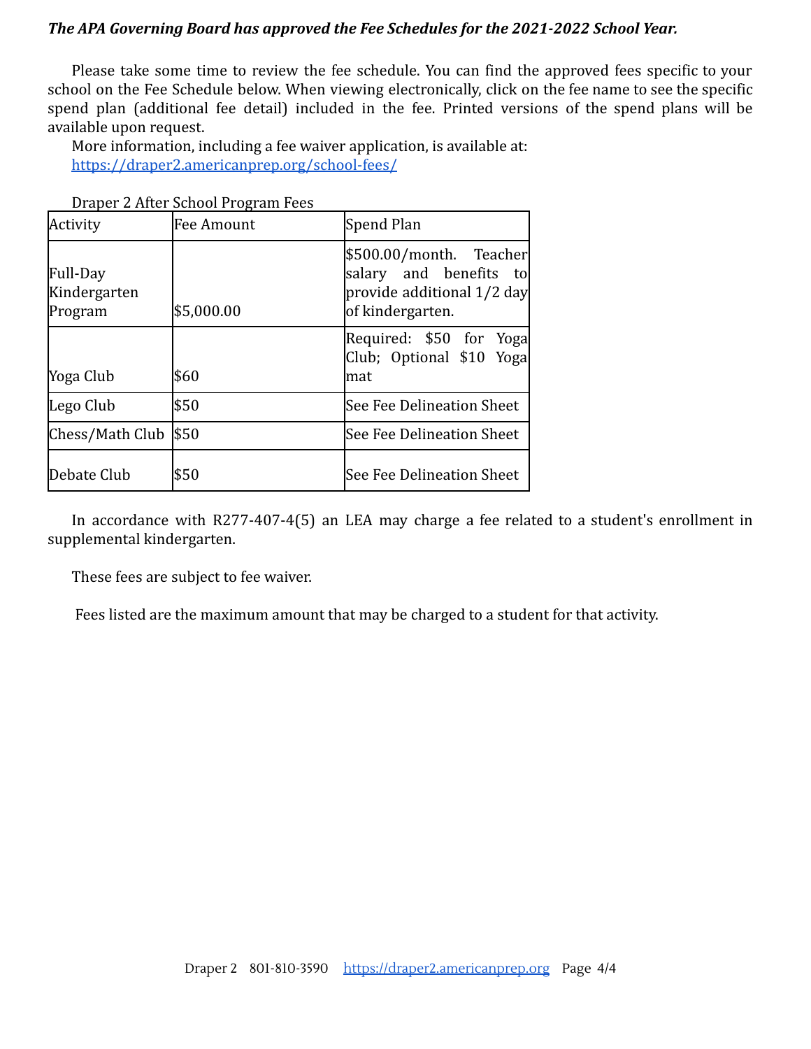***The APA Governing Board has approved the Fee Schedules for the 2021-2022 School Year.***

Please take some time to review the fee schedule. You can find the approved fees specific to your school on the Fee Schedule below. When viewing electronically, click on the fee name to see the specific spend plan (additional fee detail) included in the fee. Printed versions of the spend plans will be available upon request.

More information, including a fee waiver application, is available at: [https://draper2.americanprep.org/school-fees/](https://draper2.americanprep.org/school-fees/)

Draper 2 After School Program Fees

| Activity | Fee Amount | Spend Plan |
|---|---|---|
| Full-Day Kindergarten Program | $5,000.00 | $500.00/month. Teacher salary and benefits to provide additional 1/2 day of kindergarten. |
| Yoga Club | $60 | Required: $50 for Yoga Club; Optional $10 Yoga mat |
| Lego Club | $50 | See Fee Delineation Sheet |
| Chess/Math Club | $50 | See Fee Delineation Sheet |
| Debate Club | $50 | See Fee Delineation Sheet |

In accordance with R277-407-4(5) an LEA may charge a fee related to a student's enrollment in supplemental kindergarten.

These fees are subject to fee waiver.

Fees listed are the maximum amount that may be charged to a student for that activity.